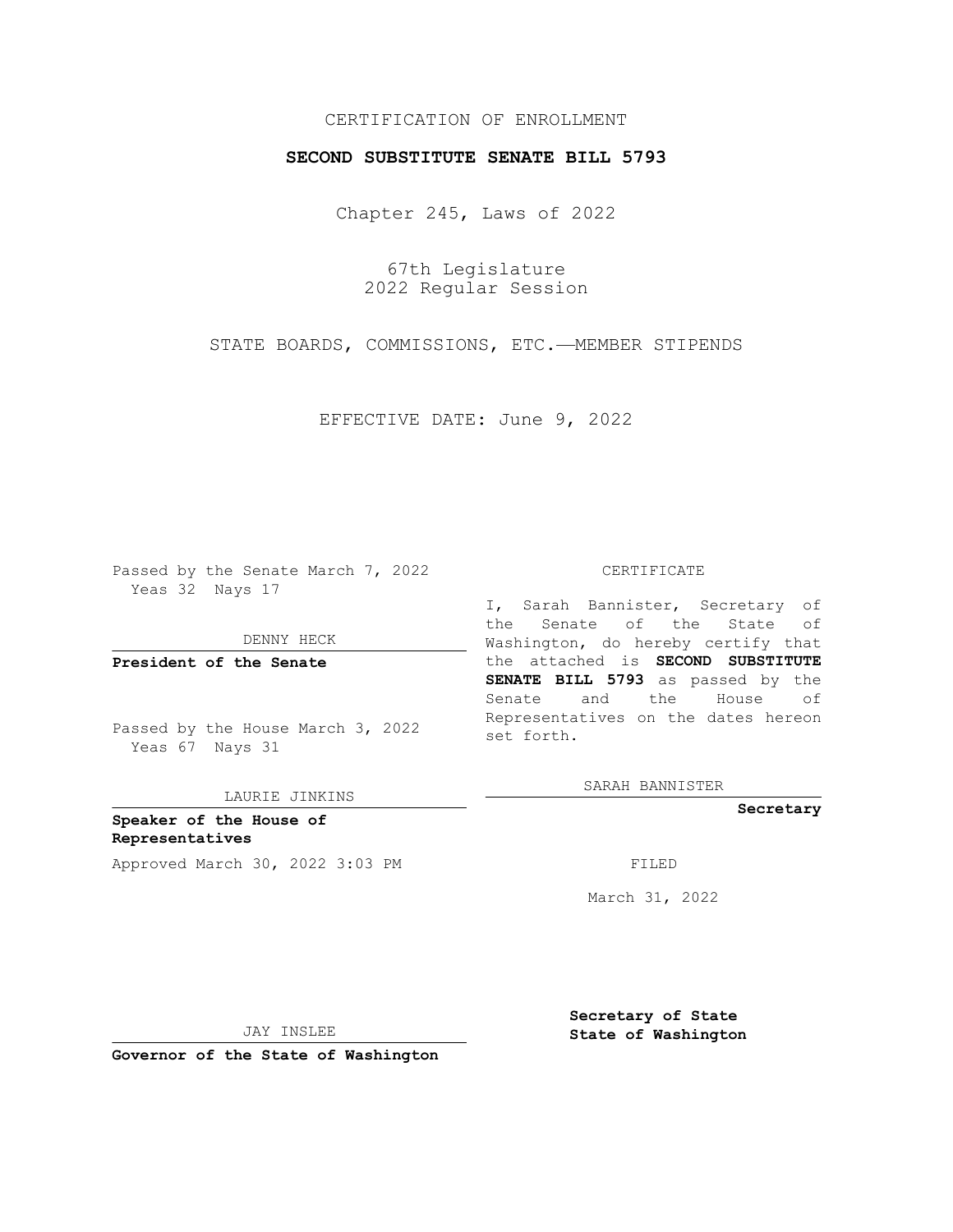CERTIFICATION OF ENROLLMENT

**SECOND SUBSTITUTE SENATE BILL 5793**

Chapter 245, Laws of 2022

67th Legislature
2022 Regular Session

STATE BOARDS, COMMISSIONS, ETC.—MEMBER STIPENDS

EFFECTIVE DATE: June 9, 2022

Passed by the Senate March 7, 2022
Yeas 32 Nays 17

DENNY HECK

**President of the Senate**

Passed by the House March 3, 2022
Yeas 67 Nays 31

LAURIE JINKINS

**Speaker of the House of Representatives**

Approved March 30, 2022 3:03 PM

JAY INSLEE

**Governor of the State of Washington**

CERTIFICATE

I, Sarah Bannister, Secretary of the Senate of the State of Washington, do hereby certify that the attached is **SECOND SUBSTITUTE SENATE BILL 5793** as passed by the Senate and the House of Representatives on the dates hereon set forth.

SARAH BANNISTER

**Secretary**

FILED

March 31, 2022

**Secretary of State**
**State of Washington**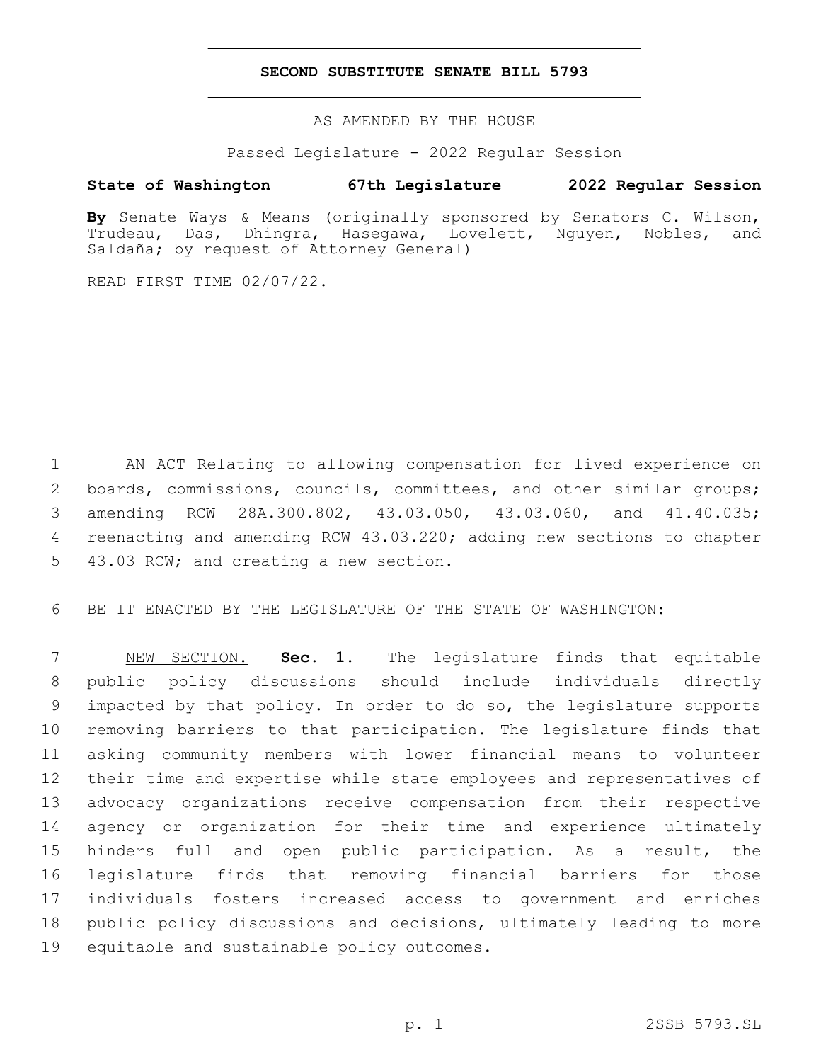**SECOND SUBSTITUTE SENATE BILL 5793**

AS AMENDED BY THE HOUSE

Passed Legislature - 2022 Regular Session

**State of Washington 67th Legislature 2022 Regular Session**

**By** Senate Ways & Means (originally sponsored by Senators C. Wilson, Trudeau, Das, Dhingra, Hasegawa, Lovelett, Nguyen, Nobles, and Saldaña; by request of Attorney General)

READ FIRST TIME 02/07/22.

AN ACT Relating to allowing compensation for lived experience on boards, commissions, councils, committees, and other similar groups; amending RCW 28A.300.802, 43.03.050, 43.03.060, and 41.40.035; reenacting and amending RCW 43.03.220; adding new sections to chapter 43.03 RCW; and creating a new section.

BE IT ENACTED BY THE LEGISLATURE OF THE STATE OF WASHINGTON:

NEW SECTION. **Sec. 1.** The legislature finds that equitable public policy discussions should include individuals directly impacted by that policy. In order to do so, the legislature supports removing barriers to that participation. The legislature finds that asking community members with lower financial means to volunteer their time and expertise while state employees and representatives of advocacy organizations receive compensation from their respective agency or organization for their time and experience ultimately hinders full and open public participation. As a result, the legislature finds that removing financial barriers for those individuals fosters increased access to government and enriches public policy discussions and decisions, ultimately leading to more equitable and sustainable policy outcomes.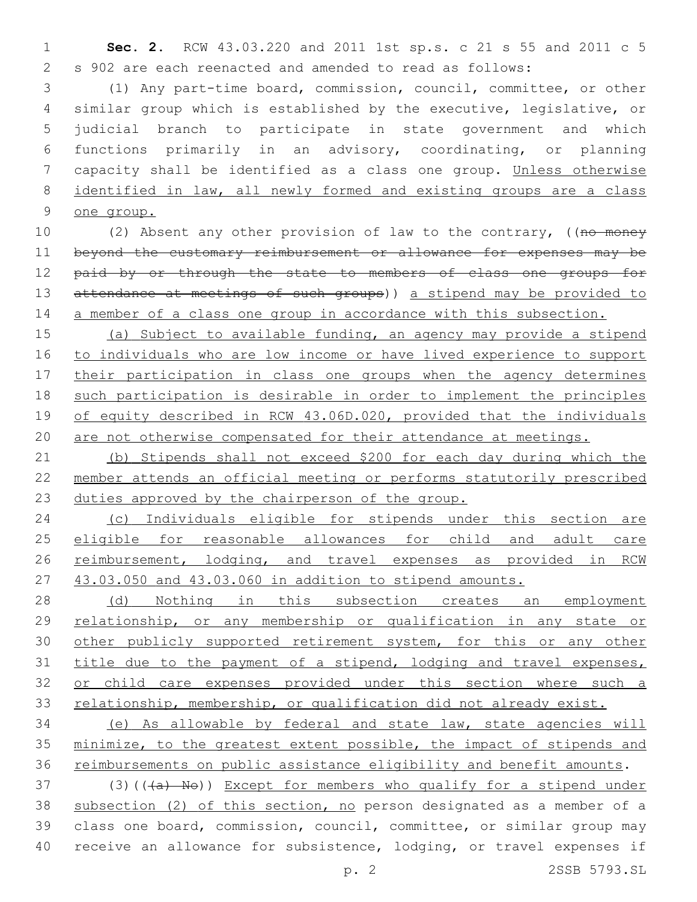**Sec. 2.** RCW 43.03.220 and 2011 1st sp.s. c 21 s 55 and 2011 c 5 s 902 are each reenacted and amended to read as follows:

(1) Any part-time board, commission, council, committee, or other similar group which is established by the executive, legislative, or judicial branch to participate in state government and which functions primarily in an advisory, coordinating, or planning capacity shall be identified as a class one group. Unless otherwise identified in law, all newly formed and existing groups are a class one group.

(2) Absent any other provision of law to the contrary, ((~~no money beyond the customary reimbursement or allowance for expenses may be paid by or through the state to members of class one groups for attendance at meetings of such groups~~)) a stipend may be provided to a member of a class one group in accordance with this subsection.

(a) Subject to available funding, an agency may provide a stipend to individuals who are low income or have lived experience to support their participation in class one groups when the agency determines such participation is desirable in order to implement the principles of equity described in RCW 43.06D.020, provided that the individuals are not otherwise compensated for their attendance at meetings.

(b) Stipends shall not exceed $200 for each day during which the member attends an official meeting or performs statutorily prescribed duties approved by the chairperson of the group.

(c) Individuals eligible for stipends under this section are eligible for reasonable allowances for child and adult care reimbursement, lodging, and travel expenses as provided in RCW 43.03.050 and 43.03.060 in addition to stipend amounts.

(d) Nothing in this subsection creates an employment relationship, or any membership or qualification in any state or other publicly supported retirement system, for this or any other title due to the payment of a stipend, lodging and travel expenses, or child care expenses provided under this section where such a relationship, membership, or qualification did not already exist.

(e) As allowable by federal and state law, state agencies will minimize, to the greatest extent possible, the impact of stipends and reimbursements on public assistance eligibility and benefit amounts.

(3)((~~(a) No~~)) Except for members who qualify for a stipend under subsection (2) of this section, no person designated as a member of a class one board, commission, council, committee, or similar group may receive an allowance for subsistence, lodging, or travel expenses if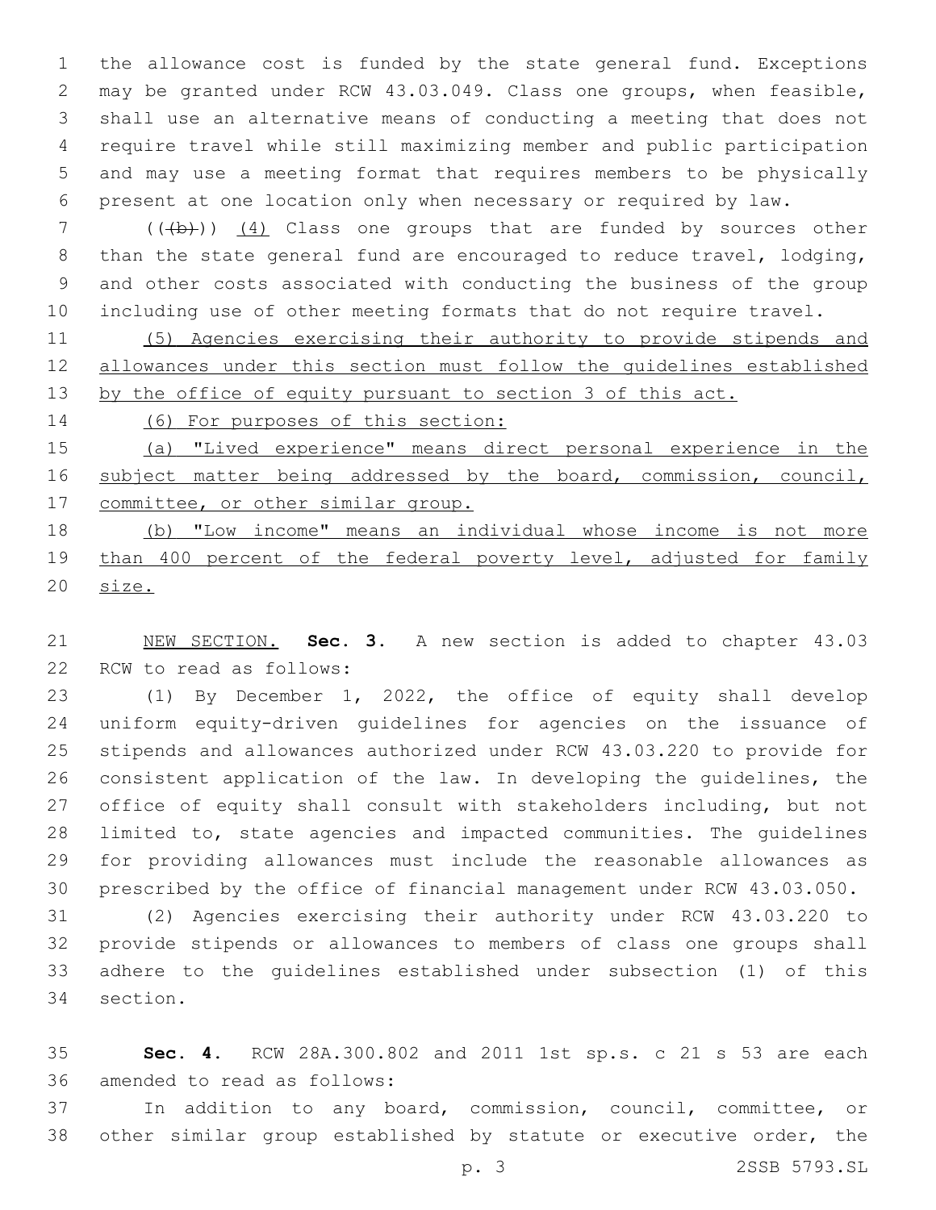the allowance cost is funded by the state general fund. Exceptions may be granted under RCW 43.03.049. Class one groups, when feasible, shall use an alternative means of conducting a meeting that does not require travel while still maximizing member and public participation and may use a meeting format that requires members to be physically present at one location only when necessary or required by law.

(((b))) (4) Class one groups that are funded by sources other than the state general fund are encouraged to reduce travel, lodging, and other costs associated with conducting the business of the group including use of other meeting formats that do not require travel.

(5) Agencies exercising their authority to provide stipends and allowances under this section must follow the guidelines established by the office of equity pursuant to section 3 of this act.

(6) For purposes of this section:

(a) "Lived experience" means direct personal experience in the subject matter being addressed by the board, commission, council, committee, or other similar group.

(b) "Low income" means an individual whose income is not more than 400 percent of the federal poverty level, adjusted for family size.

NEW SECTION. **Sec. 3.** A new section is added to chapter 43.03 RCW to read as follows:

(1) By December 1, 2022, the office of equity shall develop uniform equity-driven guidelines for agencies on the issuance of stipends and allowances authorized under RCW 43.03.220 to provide for consistent application of the law. In developing the guidelines, the office of equity shall consult with stakeholders including, but not limited to, state agencies and impacted communities. The guidelines for providing allowances must include the reasonable allowances as prescribed by the office of financial management under RCW 43.03.050.

(2) Agencies exercising their authority under RCW 43.03.220 to provide stipends or allowances to members of class one groups shall adhere to the guidelines established under subsection (1) of this section.

**Sec. 4.** RCW 28A.300.802 and 2011 1st sp.s. c 21 s 53 are each amended to read as follows:

In addition to any board, commission, council, committee, or other similar group established by statute or executive order, the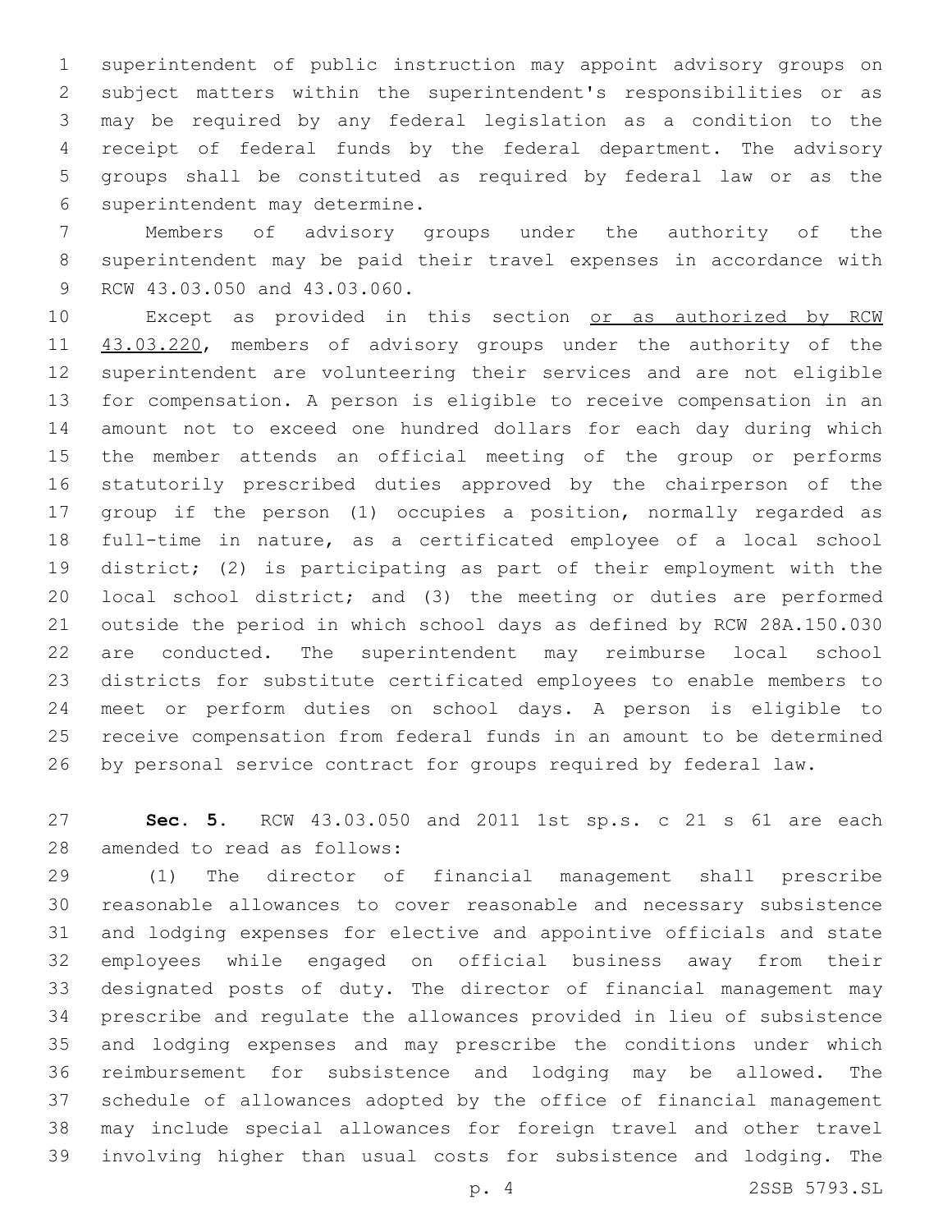superintendent of public instruction may appoint advisory groups on subject matters within the superintendent's responsibilities or as may be required by any federal legislation as a condition to the receipt of federal funds by the federal department. The advisory groups shall be constituted as required by federal law or as the superintendent may determine.

Members of advisory groups under the authority of the superintendent may be paid their travel expenses in accordance with RCW 43.03.050 and 43.03.060.

Except as provided in this section <u>or as authorized by RCW 43.03.220</u>, members of advisory groups under the authority of the superintendent are volunteering their services and are not eligible for compensation. A person is eligible to receive compensation in an amount not to exceed one hundred dollars for each day during which the member attends an official meeting of the group or performs statutorily prescribed duties approved by the chairperson of the group if the person (1) occupies a position, normally regarded as full-time in nature, as a certificated employee of a local school district; (2) is participating as part of their employment with the local school district; and (3) the meeting or duties are performed outside the period in which school days as defined by RCW 28A.150.030 are conducted. The superintendent may reimburse local school districts for substitute certificated employees to enable members to meet or perform duties on school days. A person is eligible to receive compensation from federal funds in an amount to be determined by personal service contract for groups required by federal law.

**Sec. 5.** RCW 43.03.050 and 2011 1st sp.s. c 21 s 61 are each amended to read as follows:

(1) The director of financial management shall prescribe reasonable allowances to cover reasonable and necessary subsistence and lodging expenses for elective and appointive officials and state employees while engaged on official business away from their designated posts of duty. The director of financial management may prescribe and regulate the allowances provided in lieu of subsistence and lodging expenses and may prescribe the conditions under which reimbursement for subsistence and lodging may be allowed. The schedule of allowances adopted by the office of financial management may include special allowances for foreign travel and other travel involving higher than usual costs for subsistence and lodging. The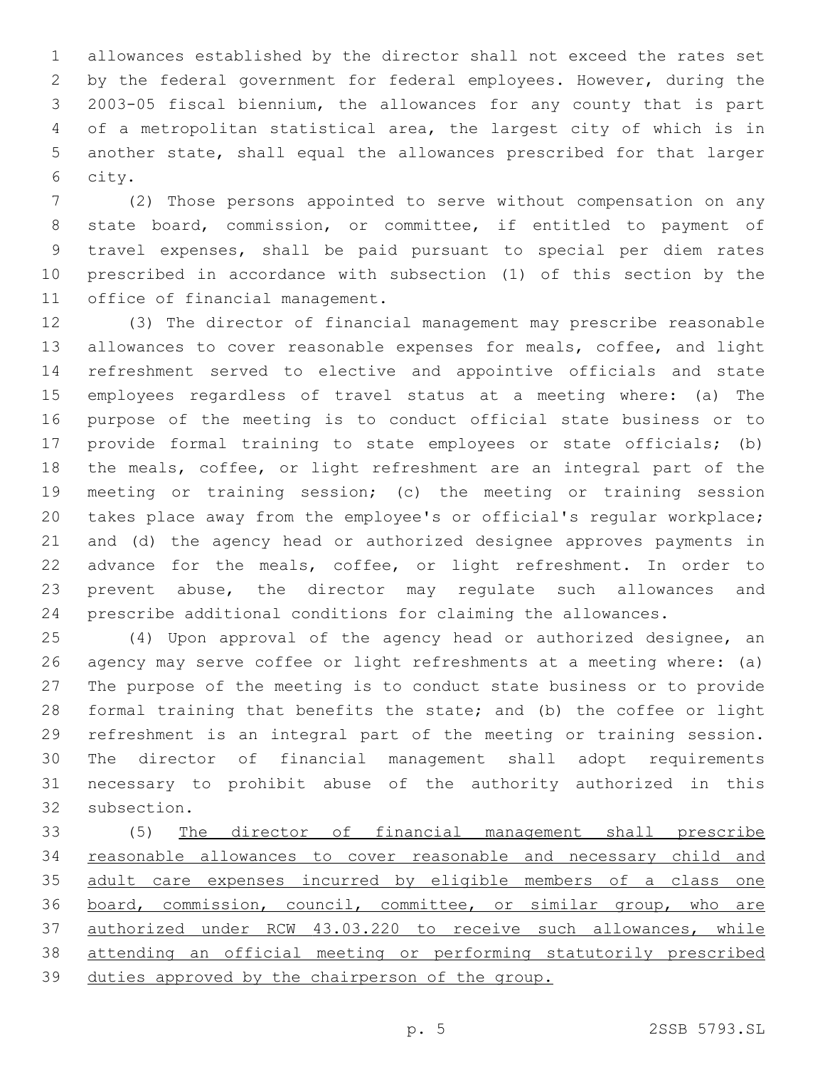allowances established by the director shall not exceed the rates set by the federal government for federal employees. However, during the 2003-05 fiscal biennium, the allowances for any county that is part of a metropolitan statistical area, the largest city of which is in another state, shall equal the allowances prescribed for that larger city.

(2) Those persons appointed to serve without compensation on any state board, commission, or committee, if entitled to payment of travel expenses, shall be paid pursuant to special per diem rates prescribed in accordance with subsection (1) of this section by the office of financial management.

(3) The director of financial management may prescribe reasonable allowances to cover reasonable expenses for meals, coffee, and light refreshment served to elective and appointive officials and state employees regardless of travel status at a meeting where: (a) The purpose of the meeting is to conduct official state business or to provide formal training to state employees or state officials; (b) the meals, coffee, or light refreshment are an integral part of the meeting or training session; (c) the meeting or training session takes place away from the employee's or official's regular workplace; and (d) the agency head or authorized designee approves payments in advance for the meals, coffee, or light refreshment. In order to prevent abuse, the director may regulate such allowances and prescribe additional conditions for claiming the allowances.

(4) Upon approval of the agency head or authorized designee, an agency may serve coffee or light refreshments at a meeting where: (a) The purpose of the meeting is to conduct state business or to provide formal training that benefits the state; and (b) the coffee or light refreshment is an integral part of the meeting or training session. The director of financial management shall adopt requirements necessary to prohibit abuse of the authority authorized in this subsection.

(5) <u>The director of financial management shall prescribe reasonable allowances to cover reasonable and necessary child and adult care expenses incurred by eligible members of a class one board, commission, council, committee, or similar group, who are authorized under RCW 43.03.220 to receive such allowances, while attending an official meeting or performing statutorily prescribed duties approved by the chairperson of the group.</u>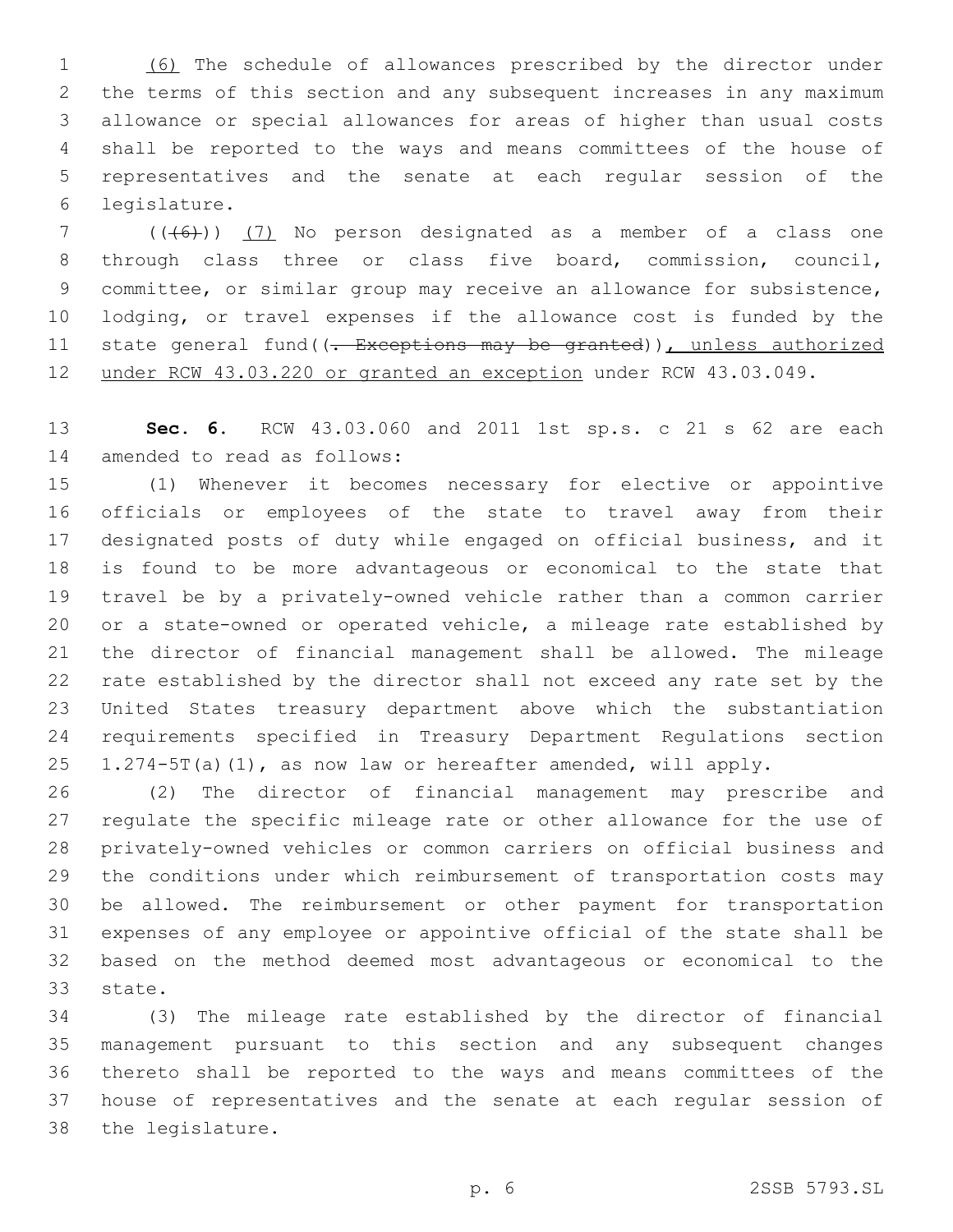(6) The schedule of allowances prescribed by the director under the terms of this section and any subsequent increases in any maximum allowance or special allowances for areas of higher than usual costs shall be reported to the ways and means committees of the house of representatives and the senate at each regular session of the legislature.

(((6))) (7) No person designated as a member of a class one through class three or class five board, commission, council, committee, or similar group may receive an allowance for subsistence, lodging, or travel expenses if the allowance cost is funded by the state general fund((. Exceptions may be granted)), unless authorized under RCW 43.03.220 or granted an exception under RCW 43.03.049.

**Sec. 6.** RCW 43.03.060 and 2011 1st sp.s. c 21 s 62 are each amended to read as follows:

(1) Whenever it becomes necessary for elective or appointive officials or employees of the state to travel away from their designated posts of duty while engaged on official business, and it is found to be more advantageous or economical to the state that travel be by a privately-owned vehicle rather than a common carrier or a state-owned or operated vehicle, a mileage rate established by the director of financial management shall be allowed. The mileage rate established by the director shall not exceed any rate set by the United States treasury department above which the substantiation requirements specified in Treasury Department Regulations section 1.274-5T(a)(1), as now law or hereafter amended, will apply.

(2) The director of financial management may prescribe and regulate the specific mileage rate or other allowance for the use of privately-owned vehicles or common carriers on official business and the conditions under which reimbursement of transportation costs may be allowed. The reimbursement or other payment for transportation expenses of any employee or appointive official of the state shall be based on the method deemed most advantageous or economical to the state.

(3) The mileage rate established by the director of financial management pursuant to this section and any subsequent changes thereto shall be reported to the ways and means committees of the house of representatives and the senate at each regular session of the legislature.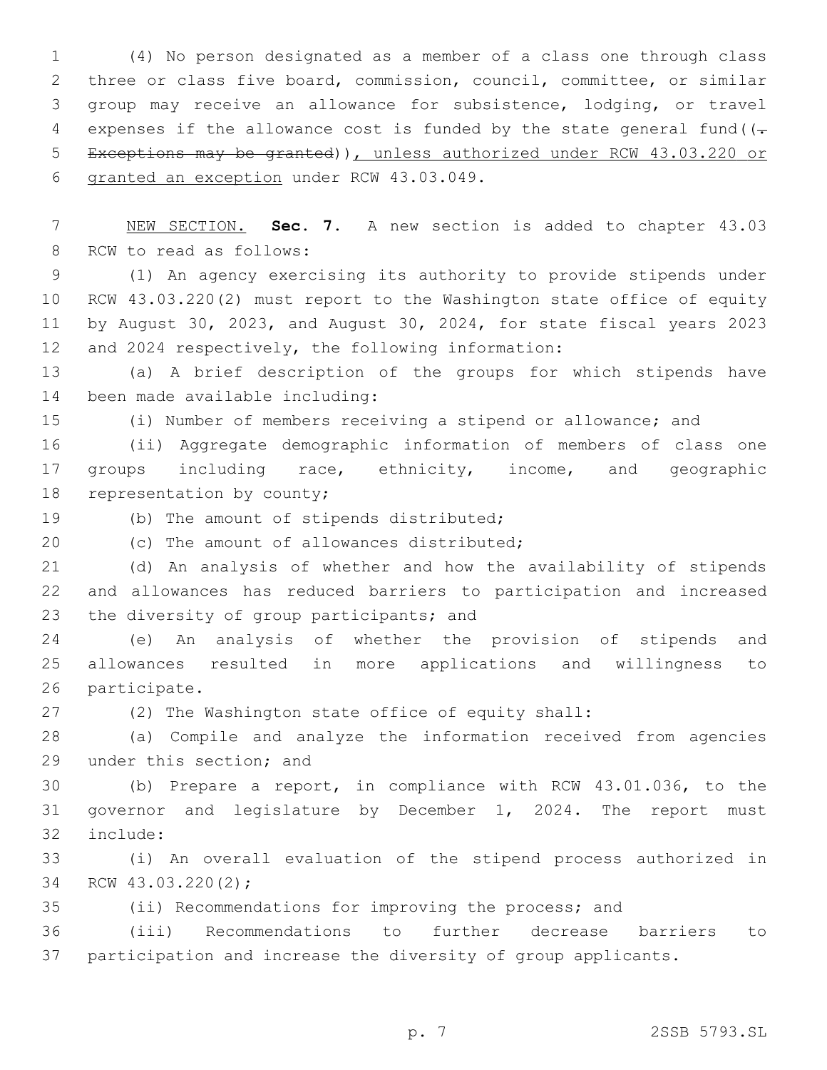(4) No person designated as a member of a class one through class three or class five board, commission, council, committee, or similar group may receive an allowance for subsistence, lodging, or travel expenses if the allowance cost is funded by the state general fund((~~. Exceptions may be granted~~)), unless authorized under RCW 43.03.220 or granted an exception under RCW 43.03.049.

NEW SECTION. **Sec. 7.** A new section is added to chapter 43.03 RCW to read as follows:

(1) An agency exercising its authority to provide stipends under RCW 43.03.220(2) must report to the Washington state office of equity by August 30, 2023, and August 30, 2024, for state fiscal years 2023 and 2024 respectively, the following information:

(a) A brief description of the groups for which stipends have been made available including:

(i) Number of members receiving a stipend or allowance; and

(ii) Aggregate demographic information of members of class one groups including race, ethnicity, income, and geographic representation by county;

(b) The amount of stipends distributed;

(c) The amount of allowances distributed;

(d) An analysis of whether and how the availability of stipends and allowances has reduced barriers to participation and increased the diversity of group participants; and

(e) An analysis of whether the provision of stipends and allowances resulted in more applications and willingness to participate.

(2) The Washington state office of equity shall:

(a) Compile and analyze the information received from agencies under this section; and

(b) Prepare a report, in compliance with RCW 43.01.036, to the governor and legislature by December 1, 2024. The report must include:

(i) An overall evaluation of the stipend process authorized in RCW 43.03.220(2);

(ii) Recommendations for improving the process; and

(iii) Recommendations to further decrease barriers to participation and increase the diversity of group applicants.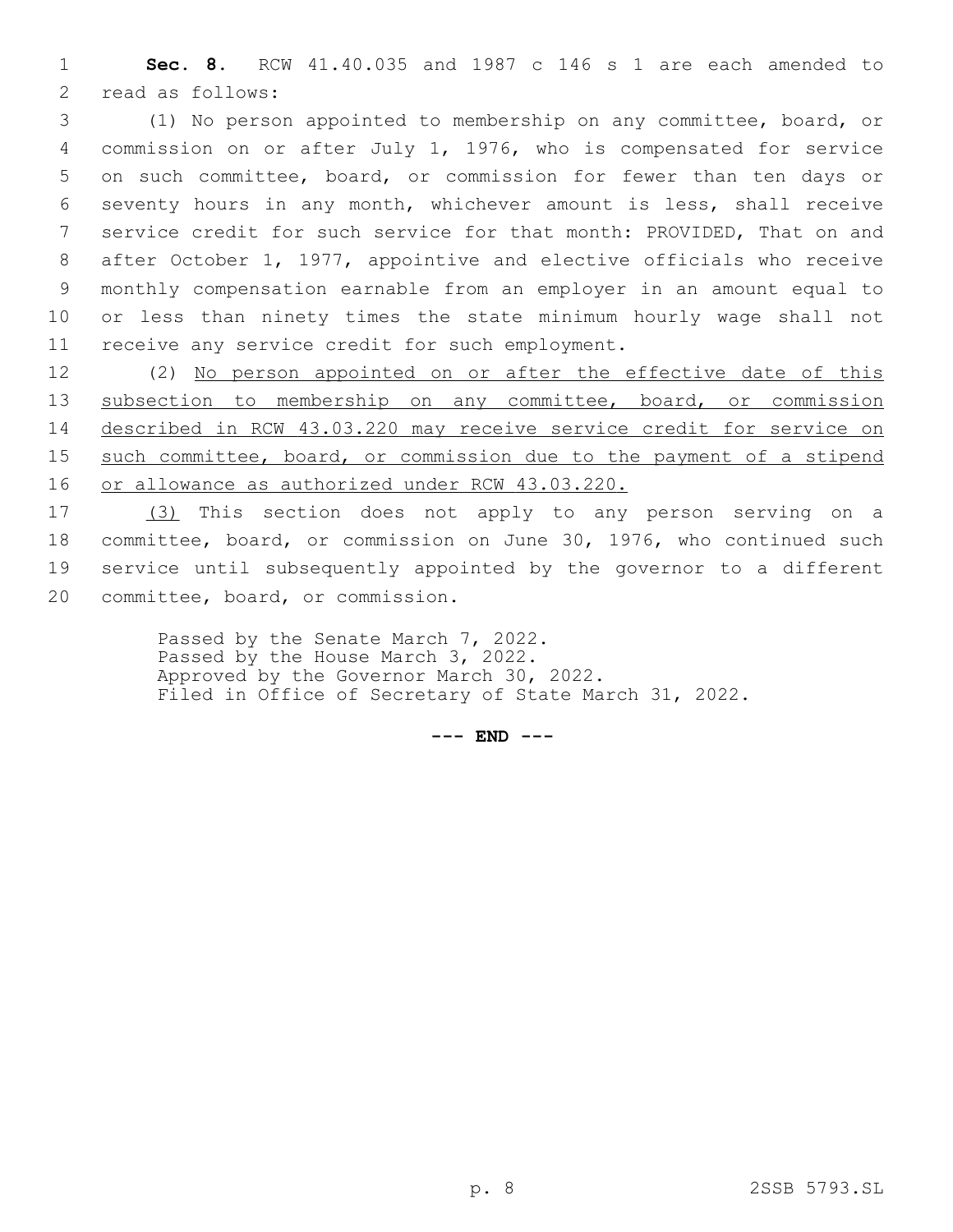**Sec. 8.** RCW 41.40.035 and 1987 c 146 s 1 are each amended to read as follows:

(1) No person appointed to membership on any committee, board, or commission on or after July 1, 1976, who is compensated for service on such committee, board, or commission for fewer than ten days or seventy hours in any month, whichever amount is less, shall receive service credit for such service for that month: PROVIDED, That on and after October 1, 1977, appointive and elective officials who receive monthly compensation earnable from an employer in an amount equal to or less than ninety times the state minimum hourly wage shall not receive any service credit for such employment.

(2) <u>No person appointed on or after the effective date of this subsection to membership on any committee, board, or commission described in RCW 43.03.220 may receive service credit for service on such committee, board, or commission due to the payment of a stipend or allowance as authorized under RCW 43.03.220.</u>

<u>(3)</u> This section does not apply to any person serving on a committee, board, or commission on June 30, 1976, who continued such service until subsequently appointed by the governor to a different committee, board, or commission.

Passed by the Senate March 7, 2022.
Passed by the House March 3, 2022.
Approved by the Governor March 30, 2022.
Filed in Office of Secretary of State March 31, 2022.

**--- END ---**